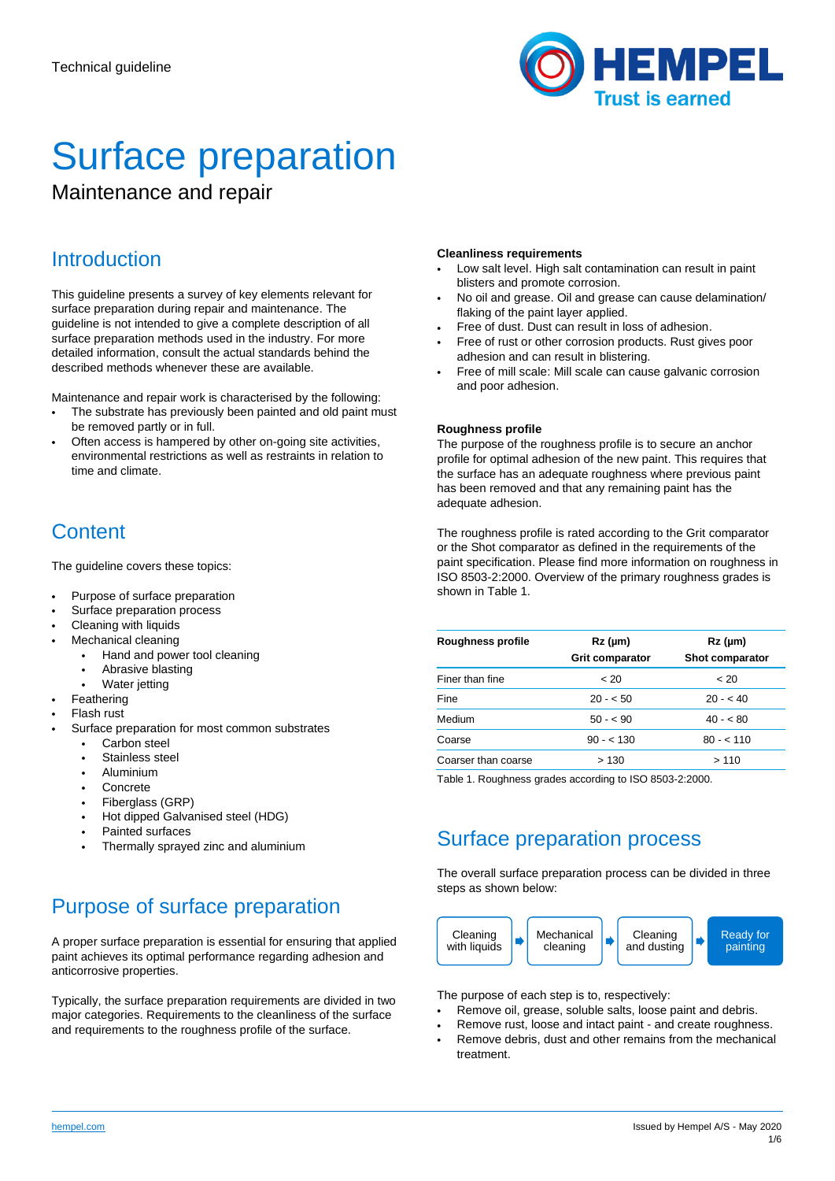Technical guideline

# Surface preparation

Maintenance and repair

## Introduction

This guideline presents a survey of key elements relevant for surface preparation during repair and maintenance. The guideline is not intended to give a complete description of all surface preparation methods used in the industry. For more detailed information, consult the actual standards behind the described methods whenever these are available.

Maintenance and repair work is characterised by the following:

- The substrate has previously been painted and old paint must be removed partly or in full.
- Often access is hampered by other on-going site activities, environmental restrictions as well as restraints in relation to time and climate.

## Content

The guideline covers these topics:

- Purpose of surface preparation
- Surface preparation process
- Cleaning with liquids
- Mechanical cleaning
    - Hand and power tool cleaning
    - Abrasive blasting
    - Water jetting
- Feathering
- Flash rust
- Surface preparation for most common substrates
    - Carbon steel
    - Stainless steel
    - Aluminium
    - Concrete
    - Fiberglass (GRP)
    - Hot dipped Galvanised steel (HDG)
    - Painted surfaces
    - Thermally sprayed zinc and aluminium

## Purpose of surface preparation

A proper surface preparation is essential for ensuring that applied paint achieves its optimal performance regarding adhesion and anticorrosive properties.

Typically, the surface preparation requirements are divided in two major categories. Requirements to the cleanliness of the surface and requirements to the roughness profile of the surface.

**Cleanliness requirements**

- Low salt level. High salt contamination can result in paint blisters and promote corrosion.
- No oil and grease. Oil and grease can cause delamination/ flaking of the paint layer applied.
- Free of dust. Dust can result in loss of adhesion.
- Free of rust or other corrosion products. Rust gives poor adhesion and can result in blistering.
- Free of mill scale: Mill scale can cause galvanic corrosion and poor adhesion.

**Roughness profile**

The purpose of the roughness profile is to secure an anchor profile for optimal adhesion of the new paint. This requires that the surface has an adequate roughness where previous paint has been removed and that any remaining paint has the adequate adhesion.

The roughness profile is rated according to the Grit comparator or the Shot comparator as defined in the requirements of the paint specification. Please find more information on roughness in ISO 8503-2:2000. Overview of the primary roughness grades is shown in Table 1.

| Roughness profile | Rz (µm) Grit comparator | Rz (µm) Shot comparator |
|---|---|---|
| Finer than fine | < 20 | < 20 |
| Fine | 20 - < 50 | 20 - < 40 |
| Medium | 50 - < 90 | 40 - < 80 |
| Coarse | 90 - < 130 | 80 - < 110 |
| Coarser than coarse | > 130 | > 110 |

Table 1. Roughness grades according to ISO 8503-2:2000.

## Surface preparation process

The overall surface preparation process can be divided in three steps as shown below:

Cleaning with liquids → Mechanical cleaning → Cleaning and dusting → Ready for painting

The purpose of each step is to, respectively:

- Remove oil, grease, soluble salts, loose paint and debris.
- Remove rust, loose and intact paint - and create roughness.
- Remove debris, dust and other remains from the mechanical treatment.

hempel.com

Issued by Hempel A/S - May 2020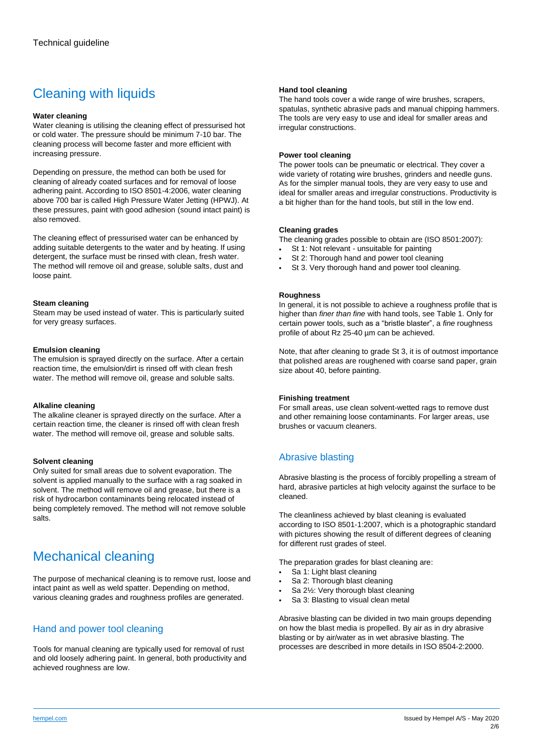# Cleaning with liquids

**Water cleaning**

Water cleaning is utilising the cleaning effect of pressurised hot or cold water. The pressure should be minimum 7-10 bar. The cleaning process will become faster and more efficient with increasing pressure.

Depending on pressure, the method can both be used for cleaning of already coated surfaces and for removal of loose adhering paint. According to ISO 8501-4:2006, water cleaning above 700 bar is called High Pressure Water Jetting (HPWJ). At these pressures, paint with good adhesion (sound intact paint) is also removed.

The cleaning effect of pressurised water can be enhanced by adding suitable detergents to the water and by heating. If using detergent, the surface must be rinsed with clean, fresh water. The method will remove oil and grease, soluble salts, dust and loose paint.

**Steam cleaning**

Steam may be used instead of water. This is particularly suited for very greasy surfaces.

**Emulsion cleaning**

The emulsion is sprayed directly on the surface. After a certain reaction time, the emulsion/dirt is rinsed off with clean fresh water. The method will remove oil, grease and soluble salts.

**Alkaline cleaning**

The alkaline cleaner is sprayed directly on the surface. After a certain reaction time, the cleaner is rinsed off with clean fresh water. The method will remove oil, grease and soluble salts.

**Solvent cleaning**

Only suited for small areas due to solvent evaporation. The solvent is applied manually to the surface with a rag soaked in solvent. The method will remove oil and grease, but there is a risk of hydrocarbon contaminants being relocated instead of being completely removed. The method will not remove soluble salts.

# Mechanical cleaning

The purpose of mechanical cleaning is to remove rust, loose and intact paint as well as weld spatter. Depending on method, various cleaning grades and roughness profiles are generated.

## Hand and power tool cleaning

Tools for manual cleaning are typically used for removal of rust and old loosely adhering paint. In general, both productivity and achieved roughness are low.

**Hand tool cleaning**

The hand tools cover a wide range of wire brushes, scrapers, spatulas, synthetic abrasive pads and manual chipping hammers. The tools are very easy to use and ideal for smaller areas and irregular constructions.

**Power tool cleaning**

The power tools can be pneumatic or electrical. They cover a wide variety of rotating wire brushes, grinders and needle guns. As for the simpler manual tools, they are very easy to use and ideal for smaller areas and irregular constructions. Productivity is a bit higher than for the hand tools, but still in the low end.

**Cleaning grades**

The cleaning grades possible to obtain are (ISO 8501:2007):

- St 1: Not relevant - unsuitable for painting
- St 2: Thorough hand and power tool cleaning
- St 3. Very thorough hand and power tool cleaning.

**Roughness**

In general, it is not possible to achieve a roughness profile that is higher than *finer than fine* with hand tools, see Table 1. Only for certain power tools, such as a “bristle blaster”, a *fine* roughness profile of about Rz 25-40 µm can be achieved.

Note, that after cleaning to grade St 3, it is of outmost importance that polished areas are roughened with coarse sand paper, grain size about 40, before painting.

**Finishing treatment**

For small areas, use clean solvent-wetted rags to remove dust and other remaining loose contaminants. For larger areas, use brushes or vacuum cleaners.

## Abrasive blasting

Abrasive blasting is the process of forcibly propelling a stream of hard, abrasive particles at high velocity against the surface to be cleaned.

The cleanliness achieved by blast cleaning is evaluated according to ISO 8501-1:2007, which is a photographic standard with pictures showing the result of different degrees of cleaning for different rust grades of steel.

The preparation grades for blast cleaning are:

- Sa 1: Light blast cleaning
- Sa 2: Thorough blast cleaning
- Sa 2½: Very thorough blast cleaning
- Sa 3: Blasting to visual clean metal

Abrasive blasting can be divided in two main groups depending on how the blast media is propelled. By air as in dry abrasive blasting or by air/water as in wet abrasive blasting. The processes are described in more details in ISO 8504-2:2000.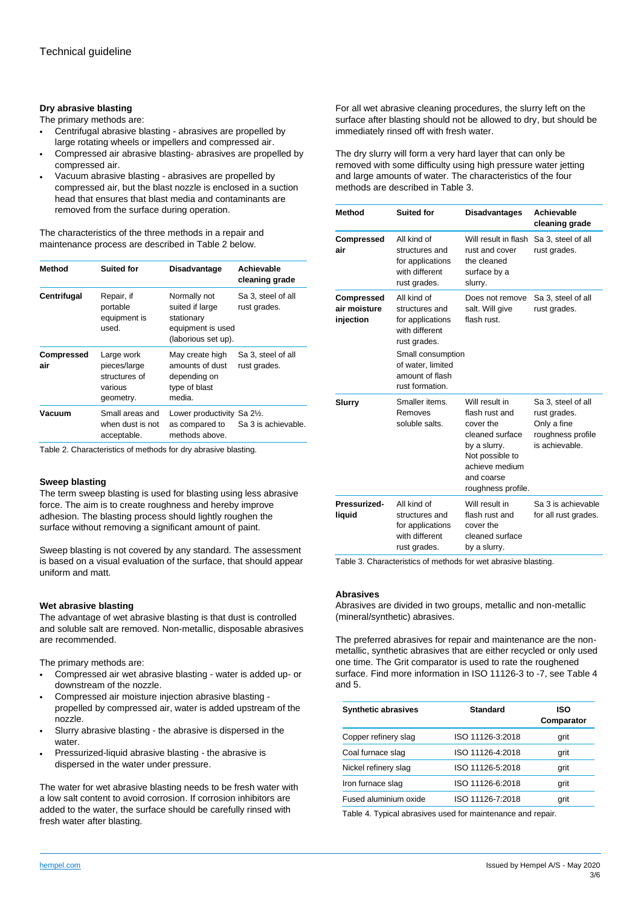## Dry abrasive blasting

The primary methods are:

- Centrifugal abrasive blasting - abrasives are propelled by large rotating wheels or impellers and compressed air.
- Compressed air abrasive blasting- abrasives are propelled by compressed air.
- Vacuum abrasive blasting - abrasives are propelled by compressed air, but the blast nozzle is enclosed in a suction head that ensures that blast media and contaminants are removed from the surface during operation.

The characteristics of the three methods in a repair and maintenance process are described in Table 2 below.

| Method | Suited for | Disadvantage | Achievable cleaning grade |
|---|---|---|---|
| **Centrifugal** | Repair, if portable equipment is used. | Normally not suited if large stationary equipment is used (laborious set up). | Sa 3, steel of all rust grades. |
| **Compressed air** | Large work pieces/large structures of various geometry. | May create high amounts of dust depending on type of blast media. | Sa 3, steel of all rust grades. |
| **Vacuum** | Small areas and when dust is not acceptable. | Lower productivity as compared to methods above. | Sa 2½. Sa 3 is achievable. |

Table 2. Characteristics of methods for dry abrasive blasting.

## Sweep blasting

The term sweep blasting is used for blasting using less abrasive force. The aim is to create roughness and hereby improve adhesion. The blasting process should lightly roughen the surface without removing a significant amount of paint.

Sweep blasting is not covered by any standard. The assessment is based on a visual evaluation of the surface, that should appear uniform and matt.

## Wet abrasive blasting

The advantage of wet abrasive blasting is that dust is controlled and soluble salt are removed. Non-metallic, disposable abrasives are recommended.

The primary methods are:

- Compressed air wet abrasive blasting - water is added up- or downstream of the nozzle.
- Compressed air moisture injection abrasive blasting - propelled by compressed air, water is added upstream of the nozzle.
- Slurry abrasive blasting - the abrasive is dispersed in the water.
- Pressurized-liquid abrasive blasting - the abrasive is dispersed in the water under pressure.

The water for wet abrasive blasting needs to be fresh water with a low salt content to avoid corrosion. If corrosion inhibitors are added to the water, the surface should be carefully rinsed with fresh water after blasting.

For all wet abrasive cleaning procedures, the slurry left on the surface after blasting should not be allowed to dry, but should be immediately rinsed off with fresh water.

The dry slurry will form a very hard layer that can only be removed with some difficulty using high pressure water jetting and large amounts of water. The characteristics of the four methods are described in Table 3.

| Method | Suited for | Disadvantages | Achievable cleaning grade |
|---|---|---|---|
| **Compressed air** | All kind of structures and for applications with different rust grades. | Will result in flash rust and cover the cleaned surface by a slurry. | Sa 3, steel of all rust grades. |
| **Compressed air moisture injection** | All kind of structures and for applications with different rust grades. Small consumption of water, limited amount of flash rust formation. | Does not remove salt. Will give flash rust. | Sa 3, steel of all rust grades. |
| **Slurry** | Smaller items. Removes soluble salts. | Will result in flash rust and cover the cleaned surface by a slurry. Not possible to achieve medium and coarse roughness profile. | Sa 3, steel of all rust grades. Only a fine roughness profile is achievable. |
| **Pressurized-liquid** | All kind of structures and for applications with different rust grades. | Will result in flash rust and cover the cleaned surface by a slurry. | Sa 3 is achievable for all rust grades. |

Table 3. Characteristics of methods for wet abrasive blasting.

## Abrasives

Abrasives are divided in two groups, metallic and non-metallic (mineral/synthetic) abrasives.

The preferred abrasives for repair and maintenance are the non-metallic, synthetic abrasives that are either recycled or only used one time. The Grit comparator is used to rate the roughened surface. Find more information in ISO 11126-3 to -7, see Table 4 and 5.

| Synthetic abrasives | Standard | ISO Comparator |
|---|---|---|
| Copper refinery slag | ISO 11126-3:2018 | grit |
| Coal furnace slag | ISO 11126-4:2018 | grit |
| Nickel refinery slag | ISO 11126-5:2018 | grit |
| Iron furnace slag | ISO 11126-6:2018 | grit |
| Fused aluminium oxide | ISO 11126-7:2018 | grit |

Table 4. Typical abrasives used for maintenance and repair.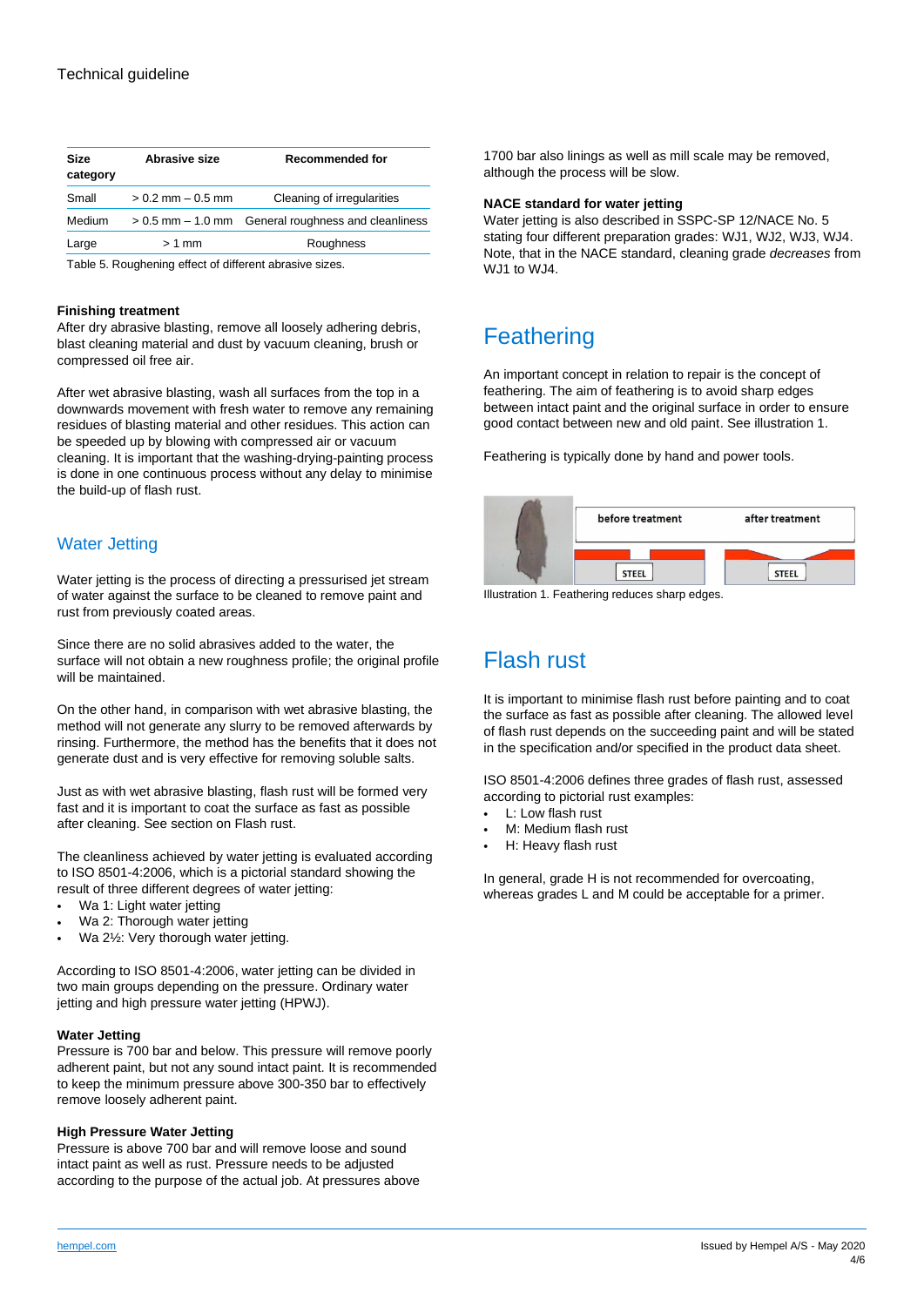| Size category | Abrasive size | Recommended for |
|---|---|---|
| Small | > 0.2 mm – 0.5 mm | Cleaning of irregularities |
| Medium | > 0.5 mm – 1.0 mm | General roughness and cleanliness |
| Large | > 1 mm | Roughness |

Table 5. Roughening effect of different abrasive sizes.

**Finishing treatment**
After dry abrasive blasting, remove all loosely adhering debris, blast cleaning material and dust by vacuum cleaning, brush or compressed oil free air.

After wet abrasive blasting, wash all surfaces from the top in a downwards movement with fresh water to remove any remaining residues of blasting material and other residues. This action can be speeded up by blowing with compressed air or vacuum cleaning. It is important that the washing-drying-painting process is done in one continuous process without any delay to minimise the build-up of flash rust.

## Water Jetting

Water jetting is the process of directing a pressurised jet stream of water against the surface to be cleaned to remove paint and rust from previously coated areas.

Since there are no solid abrasives added to the water, the surface will not obtain a new roughness profile; the original profile will be maintained.

On the other hand, in comparison with wet abrasive blasting, the method will not generate any slurry to be removed afterwards by rinsing. Furthermore, the method has the benefits that it does not generate dust and is very effective for removing soluble salts.

Just as with wet abrasive blasting, flash rust will be formed very fast and it is important to coat the surface as fast as possible after cleaning. See section on Flash rust.

The cleanliness achieved by water jetting is evaluated according to ISO 8501-4:2006, which is a pictorial standard showing the result of three different degrees of water jetting:

- Wa 1: Light water jetting
- Wa 2: Thorough water jetting
- Wa 2½: Very thorough water jetting.

According to ISO 8501-4:2006, water jetting can be divided in two main groups depending on the pressure. Ordinary water jetting and high pressure water jetting (HPWJ).

**Water Jetting**
Pressure is 700 bar and below. This pressure will remove poorly adherent paint, but not any sound intact paint. It is recommended to keep the minimum pressure above 300-350 bar to effectively remove loosely adherent paint.

**High Pressure Water Jetting**
Pressure is above 700 bar and will remove loose and sound intact paint as well as rust. Pressure needs to be adjusted according to the purpose of the actual job. At pressures above 1700 bar also linings as well as mill scale may be removed, although the process will be slow.

**NACE standard for water jetting**
Water jetting is also described in SSPC-SP 12/NACE No. 5 stating four different preparation grades: WJ1, WJ2, WJ3, WJ4. Note, that in the NACE standard, cleaning grade *decreases* from WJ1 to WJ4.

## Feathering

An important concept in relation to repair is the concept of feathering. The aim of feathering is to avoid sharp edges between intact paint and the original surface in order to ensure good contact between new and old paint. See illustration 1.

Feathering is typically done by hand and power tools.

Illustration 1. Feathering reduces sharp edges.

## Flash rust

It is important to minimise flash rust before painting and to coat the surface as fast as possible after cleaning. The allowed level of flash rust depends on the succeeding paint and will be stated in the specification and/or specified in the product data sheet.

ISO 8501-4:2006 defines three grades of flash rust, assessed according to pictorial rust examples:

- L: Low flash rust
- M: Medium flash rust
- H: Heavy flash rust

In general, grade H is not recommended for overcoating, whereas grades L and M could be acceptable for a primer.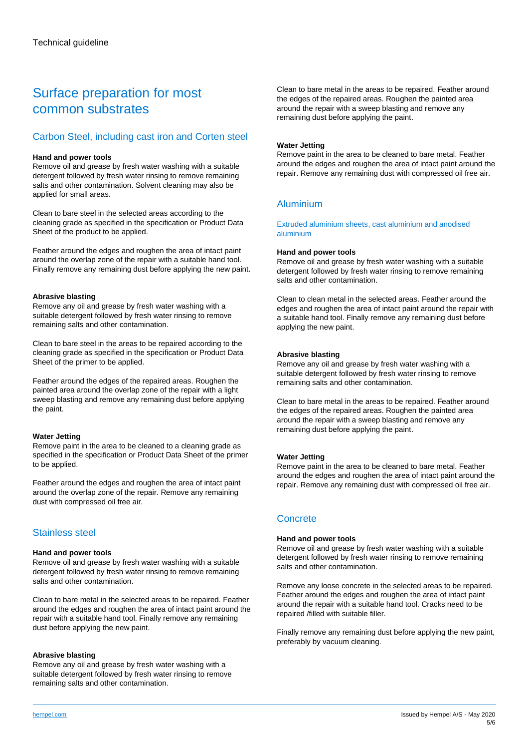# Surface preparation for most common substrates

## Carbon Steel, including cast iron and Corten steel

**Hand and power tools**
Remove oil and grease by fresh water washing with a suitable detergent followed by fresh water rinsing to remove remaining salts and other contamination. Solvent cleaning may also be applied for small areas.

Clean to bare steel in the selected areas according to the cleaning grade as specified in the specification or Product Data Sheet of the product to be applied.

Feather around the edges and roughen the area of intact paint around the overlap zone of the repair with a suitable hand tool. Finally remove any remaining dust before applying the new paint.

**Abrasive blasting**
Remove any oil and grease by fresh water washing with a suitable detergent followed by fresh water rinsing to remove remaining salts and other contamination.

Clean to bare steel in the areas to be repaired according to the cleaning grade as specified in the specification or Product Data Sheet of the primer to be applied.

Feather around the edges of the repaired areas. Roughen the painted area around the overlap zone of the repair with a light sweep blasting and remove any remaining dust before applying the paint.

**Water Jetting**
Remove paint in the area to be cleaned to a cleaning grade as specified in the specification or Product Data Sheet of the primer to be applied.

Feather around the edges and roughen the area of intact paint around the overlap zone of the repair. Remove any remaining dust with compressed oil free air.

## Stainless steel

**Hand and power tools**
Remove oil and grease by fresh water washing with a suitable detergent followed by fresh water rinsing to remove remaining salts and other contamination.

Clean to bare metal in the selected areas to be repaired. Feather around the edges and roughen the area of intact paint around the repair with a suitable hand tool. Finally remove any remaining dust before applying the new paint.

**Abrasive blasting**
Remove any oil and grease by fresh water washing with a suitable detergent followed by fresh water rinsing to remove remaining salts and other contamination.

Clean to bare metal in the areas to be repaired. Feather around the edges of the repaired areas. Roughen the painted area around the repair with a sweep blasting and remove any remaining dust before applying the paint.

**Water Jetting**
Remove paint in the area to be cleaned to bare metal. Feather around the edges and roughen the area of intact paint around the repair. Remove any remaining dust with compressed oil free air.

## Aluminium

### Extruded aluminium sheets, cast aluminium and anodised aluminium

**Hand and power tools**
Remove oil and grease by fresh water washing with a suitable detergent followed by fresh water rinsing to remove remaining salts and other contamination.

Clean to clean metal in the selected areas. Feather around the edges and roughen the area of intact paint around the repair with a suitable hand tool. Finally remove any remaining dust before applying the new paint.

**Abrasive blasting**
Remove any oil and grease by fresh water washing with a suitable detergent followed by fresh water rinsing to remove remaining salts and other contamination.

Clean to bare metal in the areas to be repaired. Feather around the edges of the repaired areas. Roughen the painted area around the repair with a sweep blasting and remove any remaining dust before applying the paint.

**Water Jetting**
Remove paint in the area to be cleaned to bare metal. Feather around the edges and roughen the area of intact paint around the repair. Remove any remaining dust with compressed oil free air.

## Concrete

**Hand and power tools**
Remove oil and grease by fresh water washing with a suitable detergent followed by fresh water rinsing to remove remaining salts and other contamination.

Remove any loose concrete in the selected areas to be repaired. Feather around the edges and roughen the area of intact paint around the repair with a suitable hand tool. Cracks need to be repaired /filled with suitable filler.

Finally remove any remaining dust before applying the new paint, preferably by vacuum cleaning.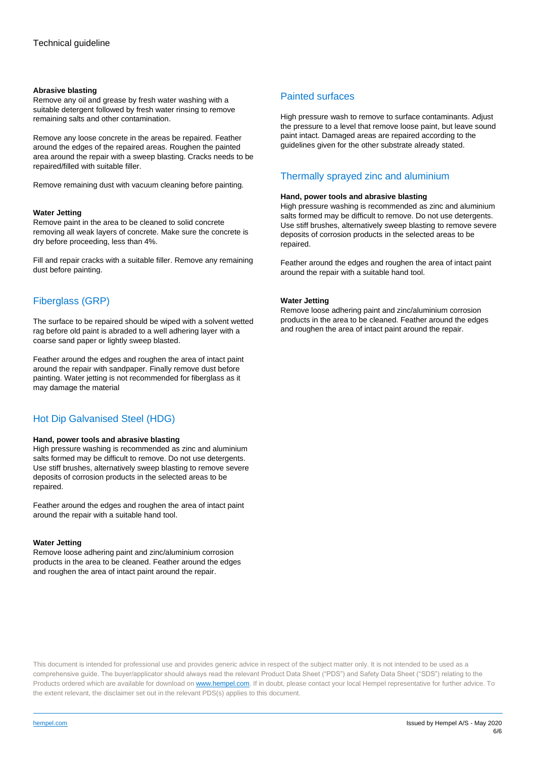**Abrasive blasting**
Remove any oil and grease by fresh water washing with a suitable detergent followed by fresh water rinsing to remove remaining salts and other contamination.

Remove any loose concrete in the areas be repaired. Feather around the edges of the repaired areas. Roughen the painted area around the repair with a sweep blasting. Cracks needs to be repaired/filled with suitable filler.

Remove remaining dust with vacuum cleaning before painting.

**Water Jetting**
Remove paint in the area to be cleaned to solid concrete removing all weak layers of concrete. Make sure the concrete is dry before proceeding, less than 4%.

Fill and repair cracks with a suitable filler. Remove any remaining dust before painting.

## Fiberglass (GRP)

The surface to be repaired should be wiped with a solvent wetted rag before old paint is abraded to a well adhering layer with a coarse sand paper or lightly sweep blasted.

Feather around the edges and roughen the area of intact paint around the repair with sandpaper. Finally remove dust before painting. Water jetting is not recommended for fiberglass as it may damage the material

## Hot Dip Galvanised Steel (HDG)

**Hand, power tools and abrasive blasting**
High pressure washing is recommended as zinc and aluminium salts formed may be difficult to remove. Do not use detergents. Use stiff brushes, alternatively sweep blasting to remove severe deposits of corrosion products in the selected areas to be repaired.

Feather around the edges and roughen the area of intact paint around the repair with a suitable hand tool.

**Water Jetting**
Remove loose adhering paint and zinc/aluminium corrosion products in the area to be cleaned. Feather around the edges and roughen the area of intact paint around the repair.

## Painted surfaces

High pressure wash to remove to surface contaminants. Adjust the pressure to a level that remove loose paint, but leave sound paint intact. Damaged areas are repaired according to the guidelines given for the other substrate already stated.

## Thermally sprayed zinc and aluminium

**Hand, power tools and abrasive blasting**
High pressure washing is recommended as zinc and aluminium salts formed may be difficult to remove. Do not use detergents. Use stiff brushes, alternatively sweep blasting to remove severe deposits of corrosion products in the selected areas to be repaired.

Feather around the edges and roughen the area of intact paint around the repair with a suitable hand tool.

**Water Jetting**
Remove loose adhering paint and zinc/aluminium corrosion products in the area to be cleaned. Feather around the edges and roughen the area of intact paint around the repair.

This document is intended for professional use and provides generic advice in respect of the subject matter only. It is not intended to be used as a comprehensive guide. The buyer/applicator should always read the relevant Product Data Sheet ("PDS") and Safety Data Sheet ("SDS") relating to the Products ordered which are available for download on www.hempel.com. If in doubt, please contact your local Hempel representative for further advice. To the extent relevant, the disclaimer set out in the relevant PDS(s) applies to this document.